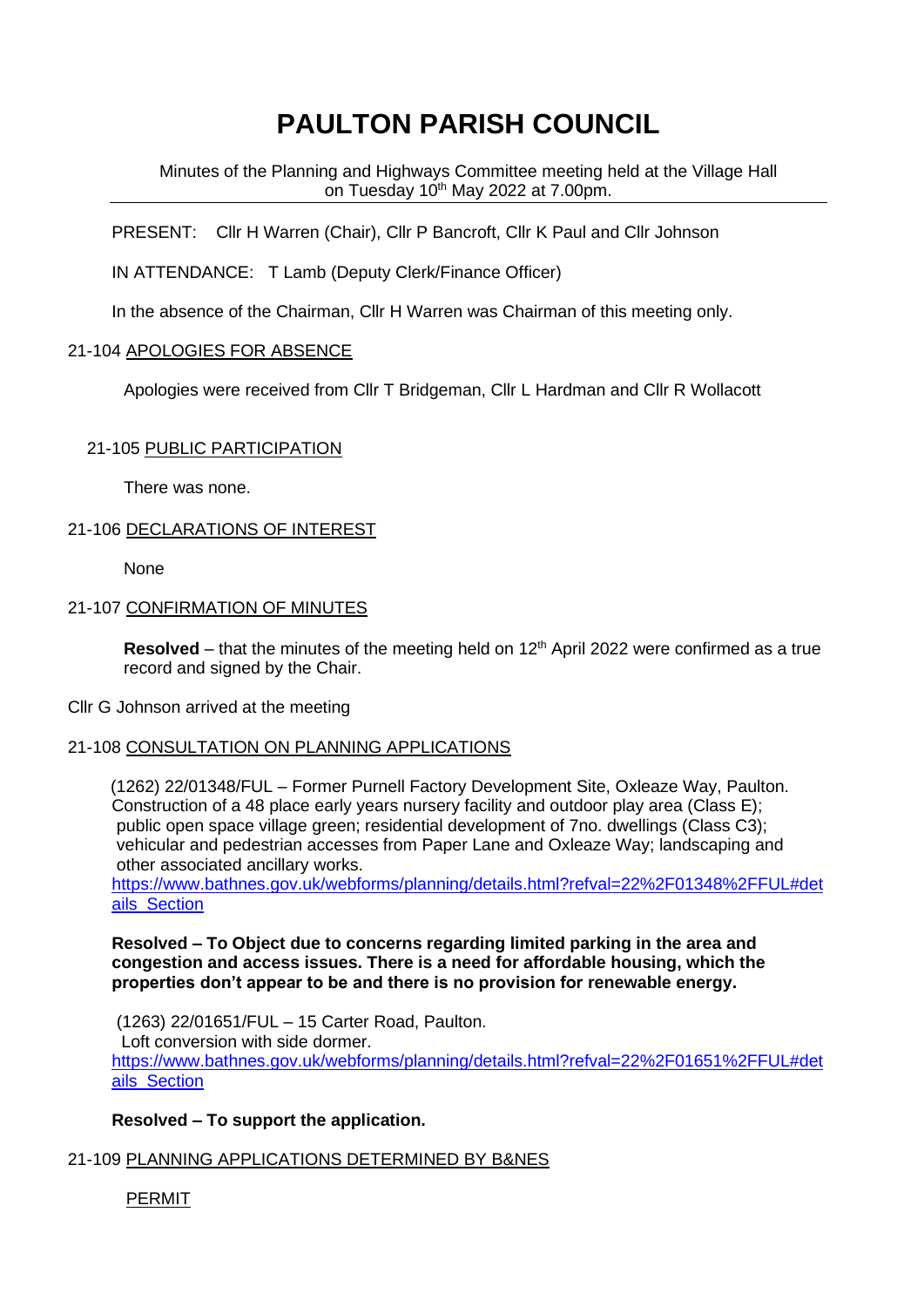# PAULTON PARISH COUNCIL

Minutes of the Planning and Highways Committee meeting held at the Village Hall on Tuesday 10th May 2022 at 7.00pm.

PRESENT: Cllr H Warren (Chair), Cllr P Bancroft, Cllr K Paul and Cllr Johnson

IN ATTENDANCE: T Lamb (Deputy Clerk/Finance Officer)

In the absence of the Chairman, Cllr H Warren was Chairman of this meeting only.

21-104 APOLOGIES FOR ABSENCE

Apologies were received from Cllr T Bridgeman, Cllr L Hardman and Cllr R Wollacott

21-105 PUBLIC PARTICIPATION

There was none.

21-106 DECLARATIONS OF INTEREST

None

21-107 CONFIRMATION OF MINUTES

**Resolved** – that the minutes of the meeting held on 12th April 2022 were confirmed as a true record and signed by the Chair.

Cllr G Johnson arrived at the meeting

21-108 CONSULTATION ON PLANNING APPLICATIONS

(1262) 22/01348/FUL – Former Purnell Factory Development Site, Oxleaze Way, Paulton. Construction of a 48 place early years nursery facility and outdoor play area (Class E); public open space village green; residential development of 7no. dwellings (Class C3); vehicular and pedestrian accesses from Paper Lane and Oxleaze Way; landscaping and other associated ancillary works.
https://www.bathnes.gov.uk/webforms/planning/details.html?refval=22%2F01348%2FFUL#details_Section

**Resolved – To Object due to concerns regarding limited parking in the area and congestion and access issues. There is a need for affordable housing, which the properties don't appear to be and there is no provision for renewable energy.**

(1263) 22/01651/FUL – 15 Carter Road, Paulton.
Loft conversion with side dormer.
https://www.bathnes.gov.uk/webforms/planning/details.html?refval=22%2F01651%2FFUL#details_Section

**Resolved – To support the application.**

21-109 PLANNING APPLICATIONS DETERMINED BY B&NES

PERMIT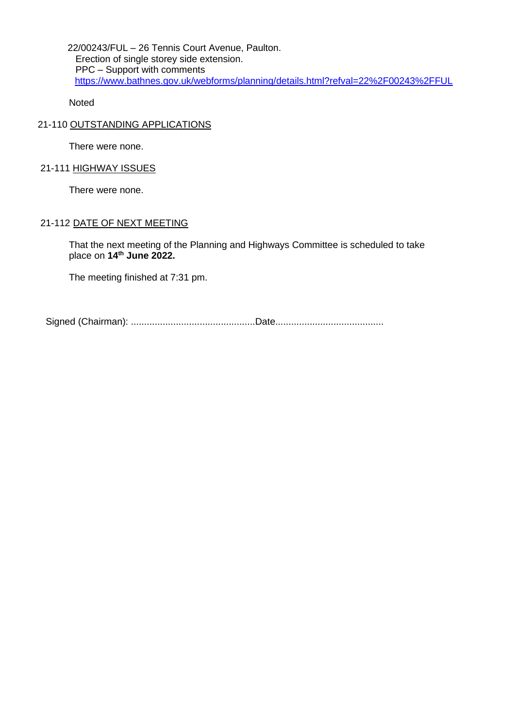22/00243/FUL – 26 Tennis Court Avenue, Paulton.
Erection of single storey side extension.
PPC – Support with comments
https://www.bathnes.gov.uk/webforms/planning/details.html?refval=22%2F00243%2FFUL

Noted

21-110 OUTSTANDING APPLICATIONS

There were none.

21-111 HIGHWAY ISSUES

There were none.

21-112 DATE OF NEXT MEETING

That the next meeting of the Planning and Highways Committee is scheduled to take place on **14th June 2022.**

The meeting finished at 7:31 pm.

Signed (Chairman): ...............................................Date.........................................